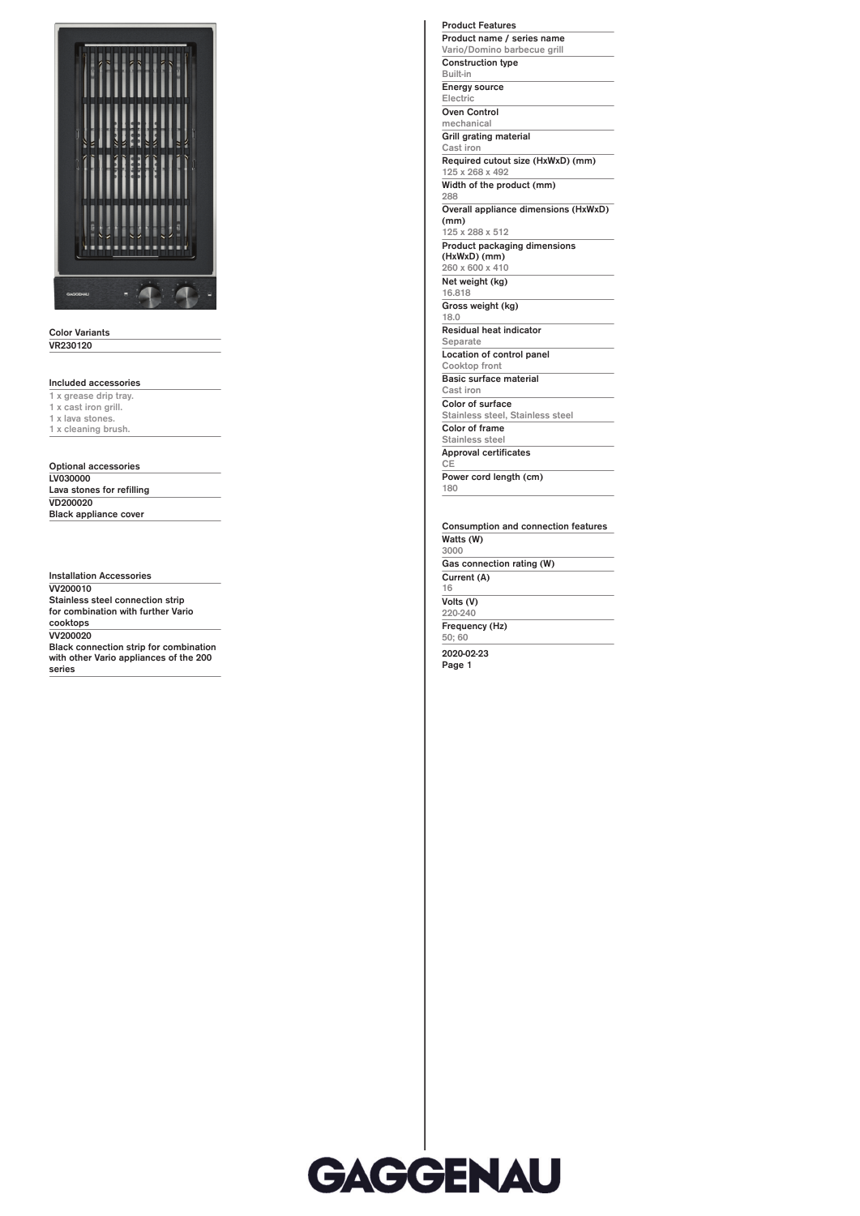## Color Variants

VR230120

## Included accessories

1 x grease drip tray.
1 x cast iron grill.
1 x lava stones.
1 x cleaning brush.

## Optional accessories

**LV030000**
Lava stones for refilling

**VD200020**
Black appliance cover

## Installation Accessories

**VV200010**
Stainless steel connection strip for combination with further Vario cooktops

**VV200020**
Black connection strip for combination with other Vario appliances of the 200 series

## Product Features

**Product name / series name**
Vario/Domino barbecue grill

**Construction type**
Built-in

**Energy source**
Electric

**Oven Control**
mechanical

**Grill grating material**
Cast iron

**Required cutout size (HxWxD) (mm)**
125 x 268 x 492

**Width of the product (mm)**
288

**Overall appliance dimensions (HxWxD) (mm)**
125 x 288 x 512

**Product packaging dimensions (HxWxD) (mm)**
260 x 600 x 410

**Net weight (kg)**
16.818

**Gross weight (kg)**
18.0

**Residual heat indicator**
Separate

**Location of control panel**
Cooktop front

**Basic surface material**
Cast iron

**Color of surface**
Stainless steel, Stainless steel

**Color of frame**
Stainless steel

**Approval certificates**
CE

**Power cord length (cm)**
180

## Consumption and connection features

**Watts (W)**
3000

**Gas connection rating (W)**

**Current (A)**
16

**Volts (V)**
220-240

**Frequency (Hz)**
50; 60

2020-02-23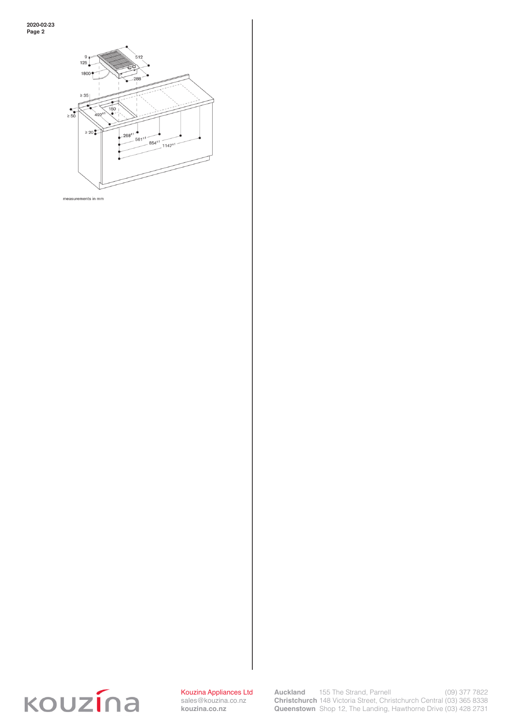9
125
512
1800
288
≥ 35
≥ 50
492±1
150
≥ 20
268±1
561±1
854±1
1147±1

measurements in mm

kouzina

Kouzina Appliances Ltd
sales@kouzina.co.nz
**kouzina.co.nz**

**Auckland** 155 The Strand, Parnell (09) 377 7822
**Christchurch** 148 Victoria Street, Christchurch Central (03) 365 8338
**Queenstown** Shop 12, The Landing, Hawthorne Drive (03) 428 2731